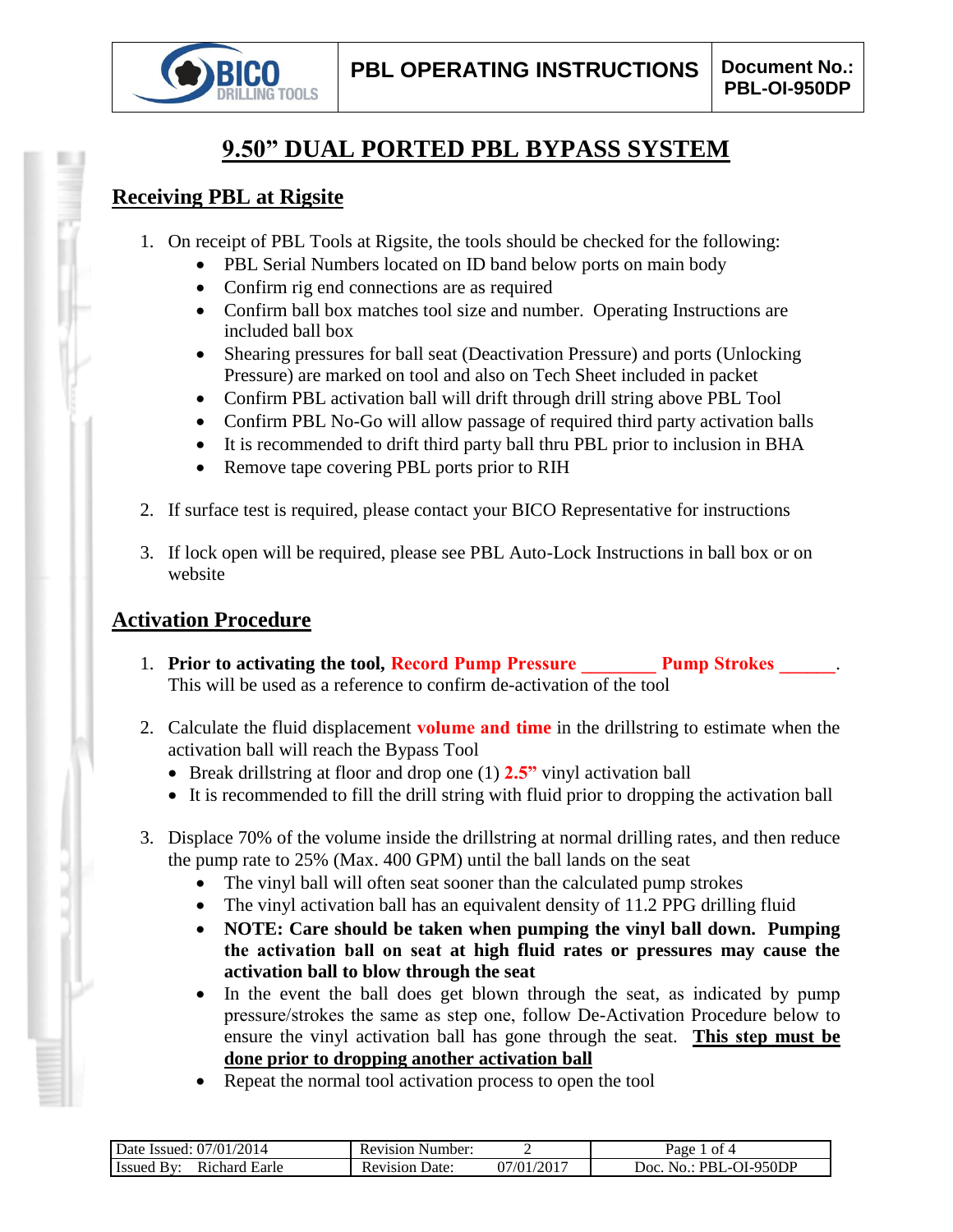# 9.50" DUAL PORTED PBL BYPASS SYSTEM

## Receiving PBL at Rigsite

1. On receipt of PBL Tools at Rigsite, the tools should be checked for the following:
   - PBL Serial Numbers located on ID band below ports on main body
   - Confirm rig end connections are as required
   - Confirm ball box matches tool size and number. Operating Instructions are included ball box
   - Shearing pressures for ball seat (Deactivation Pressure) and ports (Unlocking Pressure) are marked on tool and also on Tech Sheet included in packet
   - Confirm PBL activation ball will drift through drill string above PBL Tool
   - Confirm PBL No-Go will allow passage of required third party activation balls
   - It is recommended to drift third party ball thru PBL prior to inclusion in BHA
   - Remove tape covering PBL ports prior to RIH

2. If surface test is required, please contact your BICO Representative for instructions

3. If lock open will be required, please see PBL Auto-Lock Instructions in ball box or on website

## Activation Procedure

1. **Prior to activating the tool, Record Pump Pressure ________ Pump Strokes ______.** This will be used as a reference to confirm de-activation of the tool

2. Calculate the fluid displacement **volume and time** in the drillstring to estimate when the activation ball will reach the Bypass Tool
   - Break drillstring at floor and drop one (1) **2.5"** vinyl activation ball
   - It is recommended to fill the drill string with fluid prior to dropping the activation ball

3. Displace 70% of the volume inside the drillstring at normal drilling rates, and then reduce the pump rate to 25% (Max. 400 GPM) until the ball lands on the seat
   - The vinyl ball will often seat sooner than the calculated pump strokes
   - The vinyl activation ball has an equivalent density of 11.2 PPG drilling fluid
   - **NOTE: Care should be taken when pumping the vinyl ball down. Pumping the activation ball on seat at high fluid rates or pressures may cause the activation ball to blow through the seat**
   - In the event the ball does get blown through the seat, as indicated by pump pressure/strokes the same as step one, follow De-Activation Procedure below to ensure the vinyl activation ball has gone through the seat. **This step must be done prior to dropping another activation ball**
   - Repeat the normal tool activation process to open the tool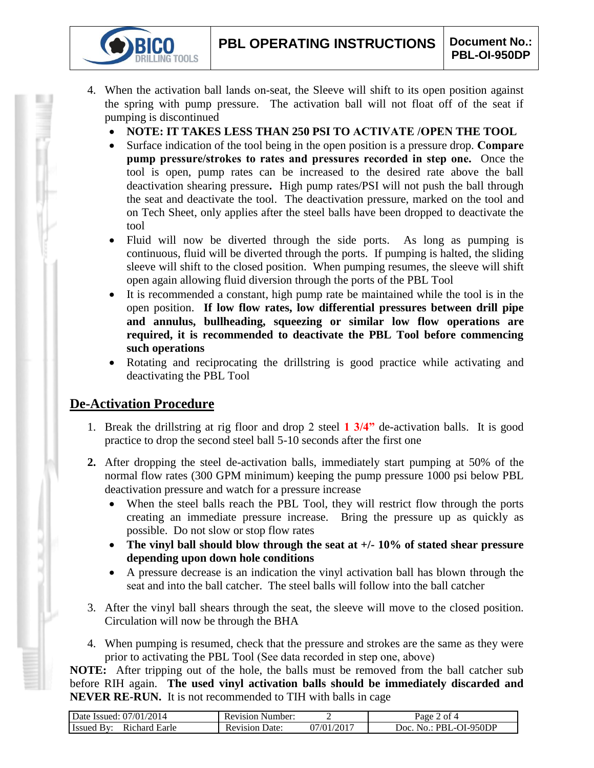4. When the activation ball lands on-seat, the Sleeve will shift to its open position against the spring with pump pressure. The activation ball will not float off of the seat if pumping is discontinued
    - **NOTE: IT TAKES LESS THAN 250 PSI TO ACTIVATE /OPEN THE TOOL**
    - Surface indication of the tool being in the open position is a pressure drop. **Compare pump pressure/strokes to rates and pressures recorded in step one.** Once the tool is open, pump rates can be increased to the desired rate above the ball deactivation shearing pressure**.** High pump rates/PSI will not push the ball through the seat and deactivate the tool. The deactivation pressure, marked on the tool and on Tech Sheet, only applies after the steel balls have been dropped to deactivate the tool
    - Fluid will now be diverted through the side ports. As long as pumping is continuous, fluid will be diverted through the ports. If pumping is halted, the sliding sleeve will shift to the closed position. When pumping resumes, the sleeve will shift open again allowing fluid diversion through the ports of the PBL Tool
    - It is recommended a constant, high pump rate be maintained while the tool is in the open position. **If low flow rates, low differential pressures between drill pipe and annulus, bullheading, squeezing or similar low flow operations are required, it is recommended to deactivate the PBL Tool before commencing such operations**
    - Rotating and reciprocating the drillstring is good practice while activating and deactivating the PBL Tool

## De-Activation Procedure

1. Break the drillstring at rig floor and drop 2 steel **1 3/4"** de-activation balls. It is good practice to drop the second steel ball 5-10 seconds after the first one

2. After dropping the steel de-activation balls, immediately start pumping at 50% of the normal flow rates (300 GPM minimum) keeping the pump pressure 1000 psi below PBL deactivation pressure and watch for a pressure increase
    - When the steel balls reach the PBL Tool, they will restrict flow through the ports creating an immediate pressure increase. Bring the pressure up as quickly as possible. Do not slow or stop flow rates
    - **The vinyl ball should blow through the seat at +/- 10% of stated shear pressure depending upon down hole conditions**
    - A pressure decrease is an indication the vinyl activation ball has blown through the seat and into the ball catcher. The steel balls will follow into the ball catcher

3. After the vinyl ball shears through the seat, the sleeve will move to the closed position. Circulation will now be through the BHA

4. When pumping is resumed, check that the pressure and strokes are the same as they were prior to activating the PBL Tool (See data recorded in step one, above)

**NOTE:** After tripping out of the hole, the balls must be removed from the ball catcher sub before RIH again. **The used vinyl activation balls should be immediately discarded and NEVER RE-RUN.** It is not recommended to TIH with balls in cage

| Date Issued: 07/01/2014 | Revision Number: 2 | Page 2 of 4 |
|---|---|---|
| Issued By: Richard Earle | Revision Date: 07/01/2017 | Doc. No.: PBL-OI-950DP |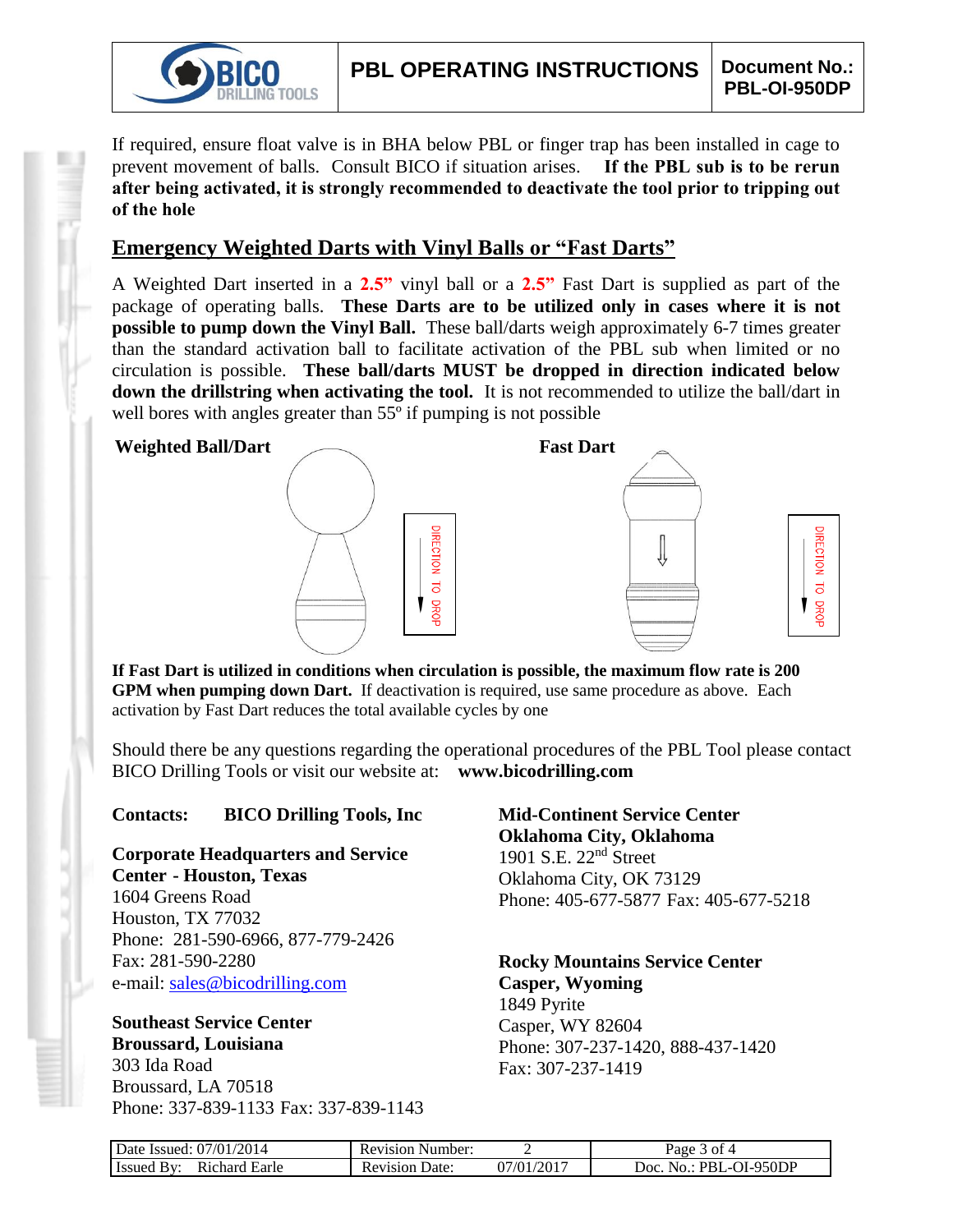If required, ensure float valve is in BHA below PBL or finger trap has been installed in cage to prevent movement of balls. Consult BICO if situation arises. **If the PBL sub is to be rerun after being activated, it is strongly recommended to deactivate the tool prior to tripping out of the hole**

## Emergency Weighted Darts with Vinyl Balls or "Fast Darts"

A Weighted Dart inserted in a **2.5"** vinyl ball or a **2.5"** Fast Dart is supplied as part of the package of operating balls. **These Darts are to be utilized only in cases where it is not possible to pump down the Vinyl Ball.** These ball/darts weigh approximately 6-7 times greater than the standard activation ball to facilitate activation of the PBL sub when limited or no circulation is possible. **These ball/darts MUST be dropped in direction indicated below down the drillstring when activating the tool.** It is not recommended to utilize the ball/dart in well bores with angles greater than 55º if pumping is not possible

**Weighted Ball/Dart**

DIRECTION TO DROP

**Fast Dart**

DIRECTION TO DROP

**If Fast Dart is utilized in conditions when circulation is possible, the maximum flow rate is 200 GPM when pumping down Dart.** If deactivation is required, use same procedure as above. Each activation by Fast Dart reduces the total available cycles by one

Should there be any questions regarding the operational procedures of the PBL Tool please contact BICO Drilling Tools or visit our website at: **www.bicodrilling.com**

**Contacts: BICO Drilling Tools, Inc**

**Corporate Headquarters and Service Center - Houston, Texas**
1604 Greens Road
Houston, TX 77032
Phone: 281-590-6966, 877-779-2426
Fax: 281-590-2280
e-mail: sales@bicodrilling.com

**Southeast Service Center**
**Broussard, Louisiana**
303 Ida Road
Broussard, LA 70518
Phone: 337-839-1133 Fax: 337-839-1143

**Mid-Continent Service Center**
**Oklahoma City, Oklahoma**
1901 S.E. 22nd Street
Oklahoma City, OK 73129
Phone: 405-677-5877 Fax: 405-677-5218

**Rocky Mountains Service Center**
**Casper, Wyoming**
1849 Pyrite
Casper, WY 82604
Phone: 307-237-1420, 888-437-1420
Fax: 307-237-1419

| Date Issued: 07/01/2014 | Revision Number: 2 | Page 3 of 4 |
|---|---|---|
| Issued By: Richard Earle | Revision Date: 07/01/2017 | Doc. No.: PBL-OI-950DP |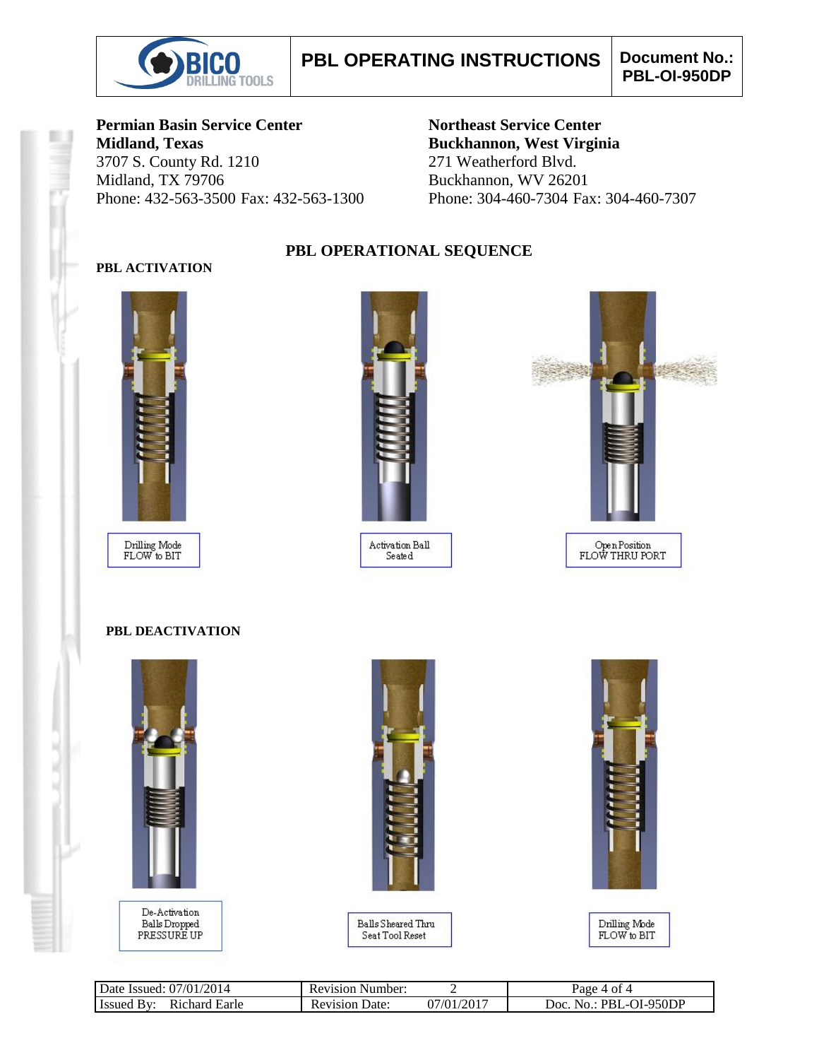**Permian Basin Service Center**
**Midland, Texas**
3707 S. County Rd. 1210
Midland, TX 79706
Phone: 432-563-3500 Fax: 432-563-1300

**Northeast Service Center**
**Buckhannon, West Virginia**
271 Weatherford Blvd.
Buckhannon, WV 26201
Phone: 304-460-7304 Fax: 304-460-7307

## PBL OPERATIONAL SEQUENCE

### PBL ACTIVATION

Drilling Mode
FLOW to BIT

Activation Ball
Seated

Open Position
FLOW THRU PORT

### PBL DEACTIVATION

De-Activation
Balls Dropped
PRESSURE UP

Balls Sheared Thru
Seat Tool Reset

Drilling Mode
FLOW to BIT

| | | | |
|---|---|---|---|
| Date Issued: 07/01/2014 | Revision Number: | 2 | Page 4 of 4 |
| Issued By: Richard Earle | Revision Date: | 07/01/2017 | Doc. No.: PBL-OI-950DP |